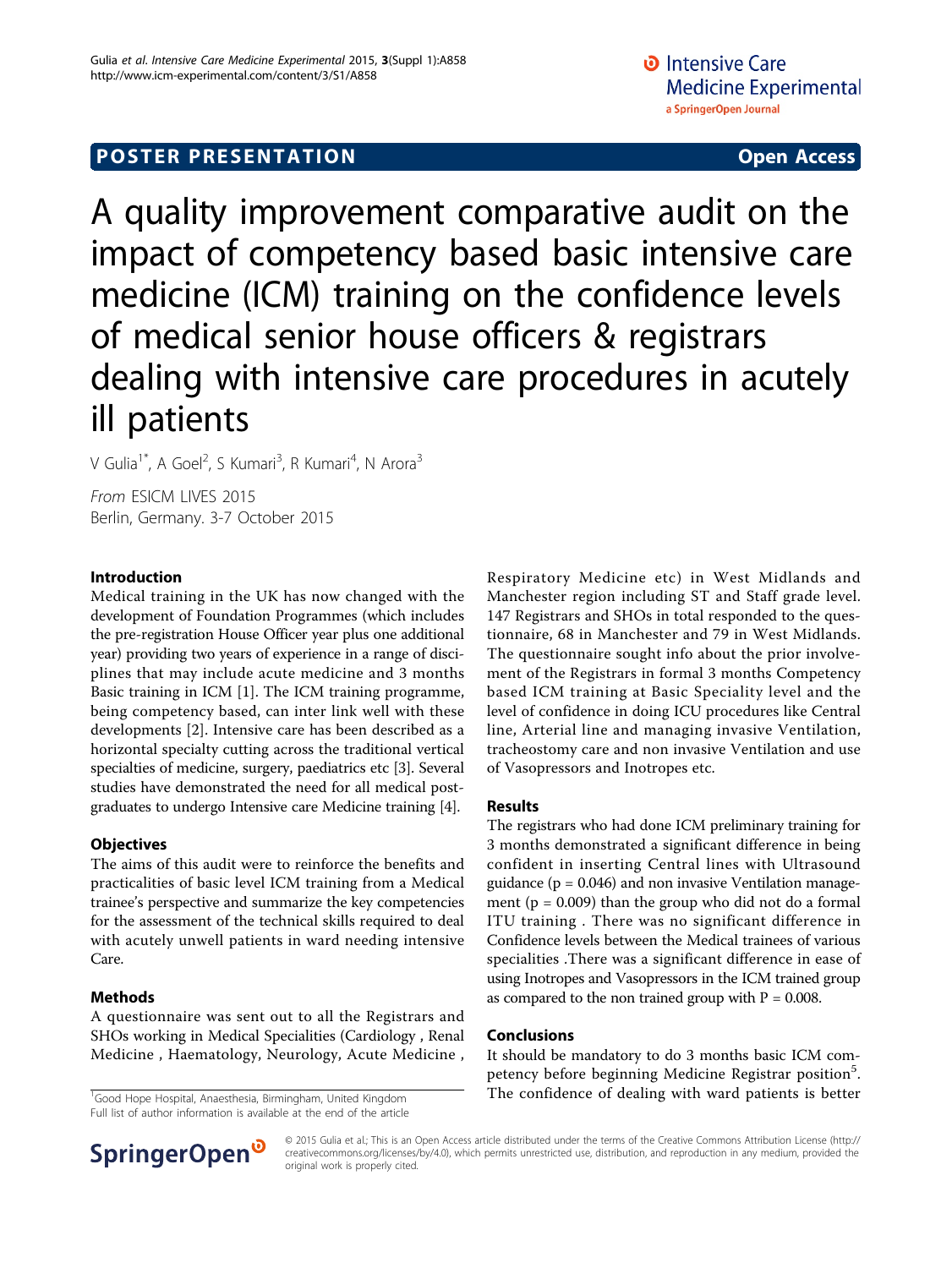POSTER PRESENTATION — Open Access

# A quality improvement comparative audit on the impact of competency based basic intensive care medicine (ICM) training on the confidence levels of medical senior house officers & registrars dealing with intensive care procedures in acutely ill patients

V Gulia[1*], A Goel[2], S Kumari[3], R Kumari[4], N Arora[3]

*From* ESICM LIVES 2015
Berlin, Germany. 3-7 October 2015

## Introduction

Medical training in the UK has now changed with the development of Foundation Programmes (which includes the pre-registration House Officer year plus one additional year) providing two years of experience in a range of disciplines that may include acute medicine and 3 months Basic training in ICM [1]. The ICM training programme, being competency based, can inter link well with these developments [2]. Intensive care has been described as a horizontal specialty cutting across the traditional vertical specialties of medicine, surgery, paediatrics etc [3]. Several studies have demonstrated the need for all medical postgraduates to undergo Intensive care Medicine training [4].

## Objectives

The aims of this audit were to reinforce the benefits and practicalities of basic level ICM training from a Medical trainee's perspective and summarize the key competencies for the assessment of the technical skills required to deal with acutely unwell patients in ward needing intensive Care.

## Methods

A questionnaire was sent out to all the Registrars and SHOs working in Medical Specialities (Cardiology , Renal Medicine , Haematology, Neurology, Acute Medicine , Respiratory Medicine etc) in West Midlands and Manchester region including ST and Staff grade level. 147 Registrars and SHOs in total responded to the questionnaire, 68 in Manchester and 79 in West Midlands. The questionnaire sought info about the prior involvement of the Registrars in formal 3 months Competency based ICM training at Basic Speciality level and the level of confidence in doing ICU procedures like Central line, Arterial line and managing invasive Ventilation, tracheostomy care and non invasive Ventilation and use of Vasopressors and Inotropes etc.

## Results

The registrars who had done ICM preliminary training for 3 months demonstrated a significant difference in being confident in inserting Central lines with Ultrasound guidance ($p = 0.046$) and non invasive Ventilation management ($p = 0.009$) than the group who did not do a formal ITU training . There was no significant difference in Confidence levels between the Medical trainees of various specialities .There was a significant difference in ease of using Inotropes and Vasopressors in the ICM trained group as compared to the non trained group with $P = 0.008$.

## Conclusions

It should be mandatory to do 3 months basic ICM competency before beginning Medicine Registrar position[5]. The confidence of dealing with ward patients is better

[1]Good Hope Hospital, Anaesthesia, Birmingham, United Kingdom
Full list of author information is available at the end of the article

© 2015 Gulia et al.; This is an Open Access article distributed under the terms of the Creative Commons Attribution License (http://creativecommons.org/licenses/by/4.0), which permits unrestricted use, distribution, and reproduction in any medium, provided the original work is properly cited.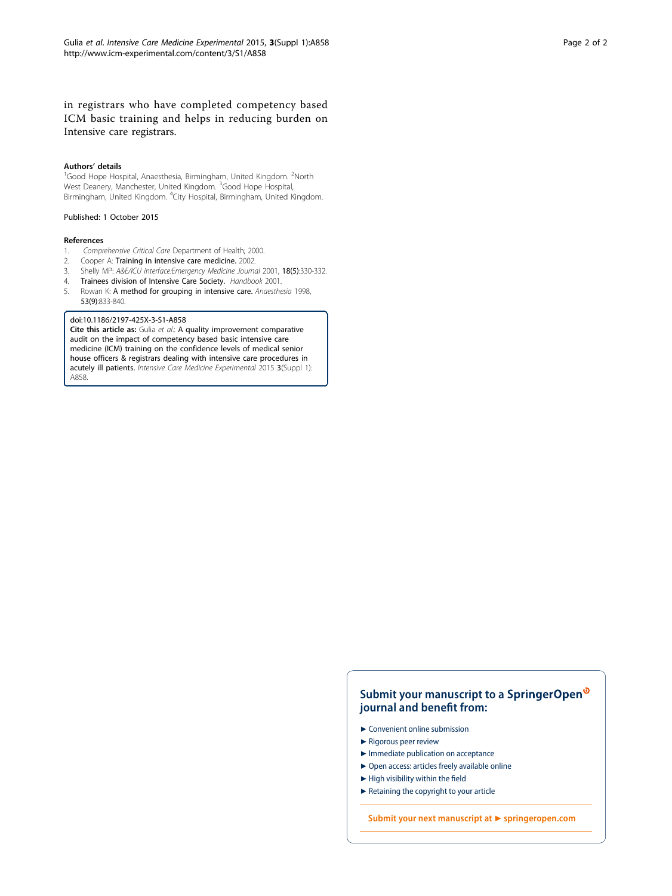in registrars who have completed competency based ICM basic training and helps in reducing burden on Intensive care registrars.

#### Authors' details

[1]Good Hope Hospital, Anaesthesia, Birmingham, United Kingdom. [2]North West Deanery, Manchester, United Kingdom. [3]Good Hope Hospital, Birmingham, United Kingdom. [4]City Hospital, Birmingham, United Kingdom.

Published: 1 October 2015

#### References

1. *Comprehensive Critical Care* Department of Health; 2000.
2. Cooper A: **Training in intensive care medicine.** 2002.
3. Shelly MP: *A&E/ICU interface:Emergency Medicine Journal* 2001, **18(5)**:330-332.
4. **Trainees division of Intensive Care Society.** *Handbook* 2001.
5. Rowan K: **A method for grouping in intensive care.** *Anaesthesia* 1998, **53(9)**:833-840.

doi:10.1186/2197-425X-3-S1-A858
**Cite this article as:** Gulia *et al.*: **A quality improvement comparative audit on the impact of competency based basic intensive care medicine (ICM) training on the confidence levels of medical senior house officers & registrars dealing with intensive care procedures in acutely ill patients.** *Intensive Care Medicine Experimental* 2015 **3**(Suppl 1): A858.

**Submit your manuscript to a SpringerOpen journal and benefit from:**

- ► Convenient online submission
- ► Rigorous peer review
- ► Immediate publication on acceptance
- ► Open access: articles freely available online
- ► High visibility within the field
- ► Retaining the copyright to your article

**Submit your next manuscript at ► springeropen.com**